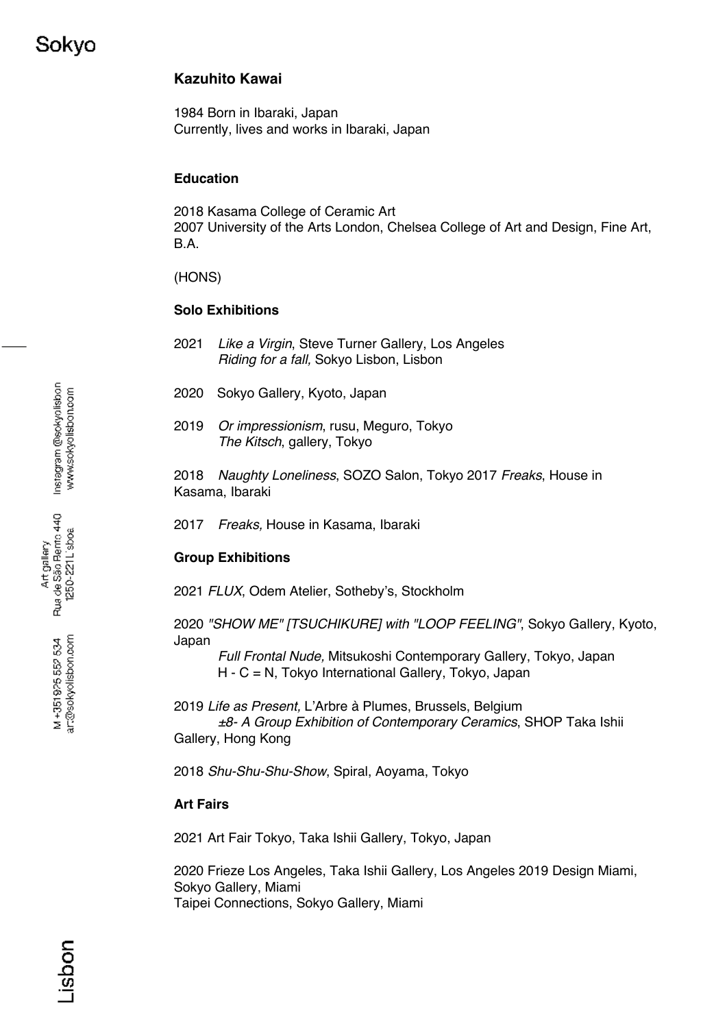Sokyo

# Kazuhito Kawai

1984 Born in Ibaraki, Japan
Currently, lives and works in Ibaraki, Japan

## Education

2018 Kasama College of Ceramic Art
2007 University of the Arts London, Chelsea College of Art and Design, Fine Art, B.A.

(HONS)

## Solo Exhibitions

2021 *Like a Virgin*, Steve Turner Gallery, Los Angeles
*Riding for a fall,* Sokyo Lisbon, Lisbon

2020 Sokyo Gallery, Kyoto, Japan

2019 *Or impressionism*, rusu, Meguro, Tokyo
*The Kitsch*, gallery, Tokyo

2018 *Naughty Loneliness*, SOZO Salon, Tokyo 2017 *Freaks*, House in Kasama, Ibaraki

2017 *Freaks,* House in Kasama, Ibaraki

## Group Exhibitions

2021 *FLUX*, Odem Atelier, Sotheby's, Stockholm

2020 *"SHOW ME" [TSUCHIKURE] with "LOOP FEELING"*, Sokyo Gallery, Kyoto, Japan
*Full Frontal Nude,* Mitsukoshi Contemporary Gallery, Tokyo, Japan
H - C = N, Tokyo International Gallery, Tokyo, Japan

2019 *Life as Present,* L'Arbre à Plumes, Brussels, Belgium
*±8- A Group Exhibition of Contemporary Ceramics*, SHOP Taka Ishii Gallery, Hong Kong

2018 *Shu-Shu-Shu-Show*, Spiral, Aoyama, Tokyo

## Art Fairs

2021 Art Fair Tokyo, Taka Ishii Gallery, Tokyo, Japan

2020 Frieze Los Angeles, Taka Ishii Gallery, Los Angeles 2019 Design Miami, Sokyo Gallery, Miami
Taipei Connections, Sokyo Gallery, Miami

Art gallery
Rua de São Bento 440
1250-221 Lisboa

M +351 925 552 534
art@sokyolisbon.com

Instagram @sokyolisbon
www.sokyolisbon.com

Lisbon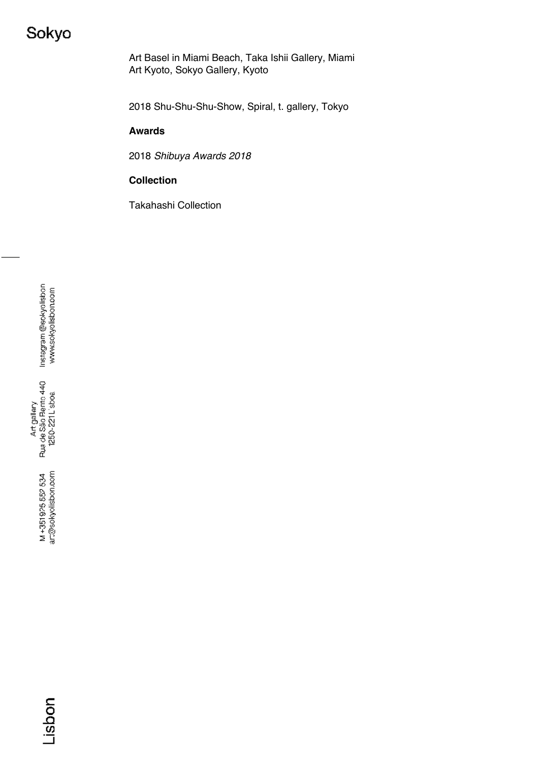Art Basel in Miami Beach, Taka Ishii Gallery, Miami
Art Kyoto, Sokyo Gallery, Kyoto

2018 Shu-Shu-Shu-Show, Spiral, t. gallery, Tokyo

**Awards**

2018 *Shibuya Awards 2018*

**Collection**

Takahashi Collection